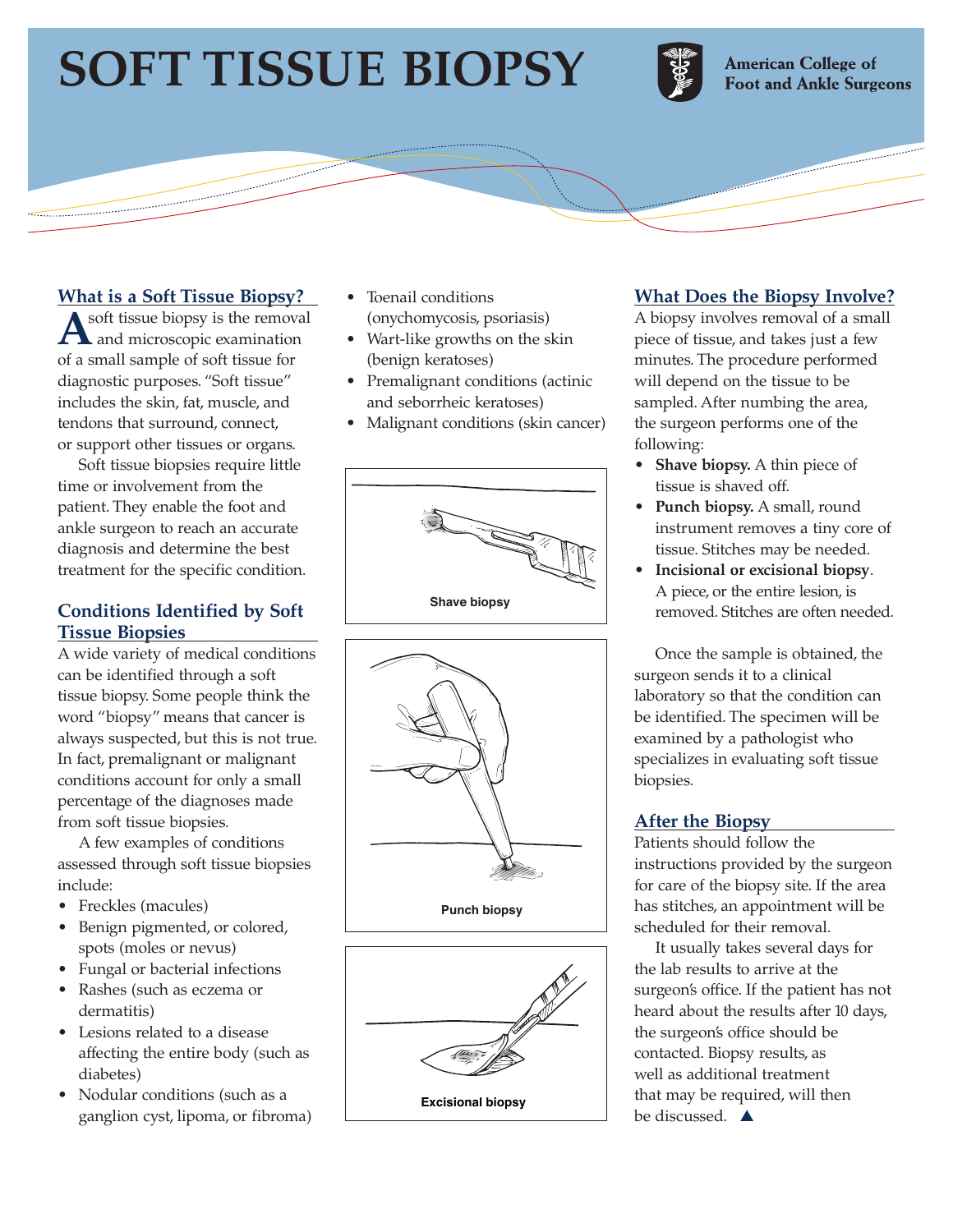# SOFT TISSUE BIOPSY

American College of Foot and Ankle Surgeons

## What is a Soft Tissue Biopsy?

A soft tissue biopsy is the removal and microscopic examination of a small sample of soft tissue for diagnostic purposes. "Soft tissue" includes the skin, fat, muscle, and tendons that surround, connect, or support other tissues or organs.

Soft tissue biopsies require little time or involvement from the patient. They enable the foot and ankle surgeon to reach an accurate diagnosis and determine the best treatment for the specific condition.

## Conditions Identified by Soft Tissue Biopsies

A wide variety of medical conditions can be identified through a soft tissue biopsy. Some people think the word "biopsy" means that cancer is always suspected, but this is not true. In fact, premalignant or malignant conditions account for only a small percentage of the diagnoses made from soft tissue biopsies.

A few examples of conditions assessed through soft tissue biopsies include:

- Freckles (macules)
- Benign pigmented, or colored, spots (moles or nevus)
- Fungal or bacterial infections
- Rashes (such as eczema or dermatitis)
- Lesions related to a disease affecting the entire body (such as diabetes)
- Nodular conditions (such as a ganglion cyst, lipoma, or fibroma)
- Toenail conditions (onychomycosis, psoriasis)
- Wart-like growths on the skin (benign keratoses)
- Premalignant conditions (actinic and seborrheic keratoses)
- Malignant conditions (skin cancer)

Shave biopsy

Punch biopsy

Excisional biopsy

## What Does the Biopsy Involve?

A biopsy involves removal of a small piece of tissue, and takes just a few minutes. The procedure performed will depend on the tissue to be sampled. After numbing the area, the surgeon performs one of the following:

- **Shave biopsy.** A thin piece of tissue is shaved off.
- **Punch biopsy.** A small, round instrument removes a tiny core of tissue. Stitches may be needed.
- **Incisional or excisional biopsy**. A piece, or the entire lesion, is removed. Stitches are often needed.

Once the sample is obtained, the surgeon sends it to a clinical laboratory so that the condition can be identified. The specimen will be examined by a pathologist who specializes in evaluating soft tissue biopsies.

## After the Biopsy

Patients should follow the instructions provided by the surgeon for care of the biopsy site. If the area has stitches, an appointment will be scheduled for their removal.

It usually takes several days for the lab results to arrive at the surgeon's office. If the patient has not heard about the results after 10 days, the surgeon's office should be contacted. Biopsy results, as well as additional treatment that may be required, will then be discussed. ▲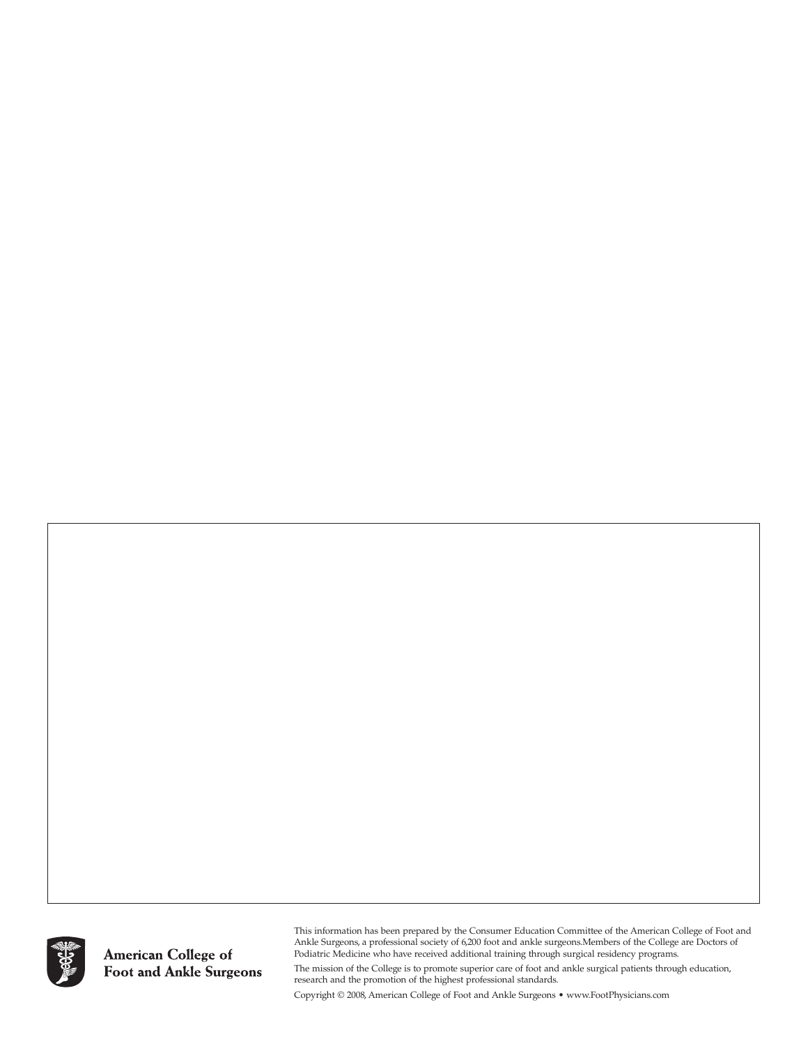**American College of Foot and Ankle Surgeons**

This information has been prepared by the Consumer Education Committee of the American College of Foot and Ankle Surgeons, a professional society of 6,200 foot and ankle surgeons.Members of the College are Doctors of Podiatric Medicine who have received additional training through surgical residency programs.

The mission of the College is to promote superior care of foot and ankle surgical patients through education, research and the promotion of the highest professional standards.

Copyright © 2008, American College of Foot and Ankle Surgeons • www.FootPhysicians.com